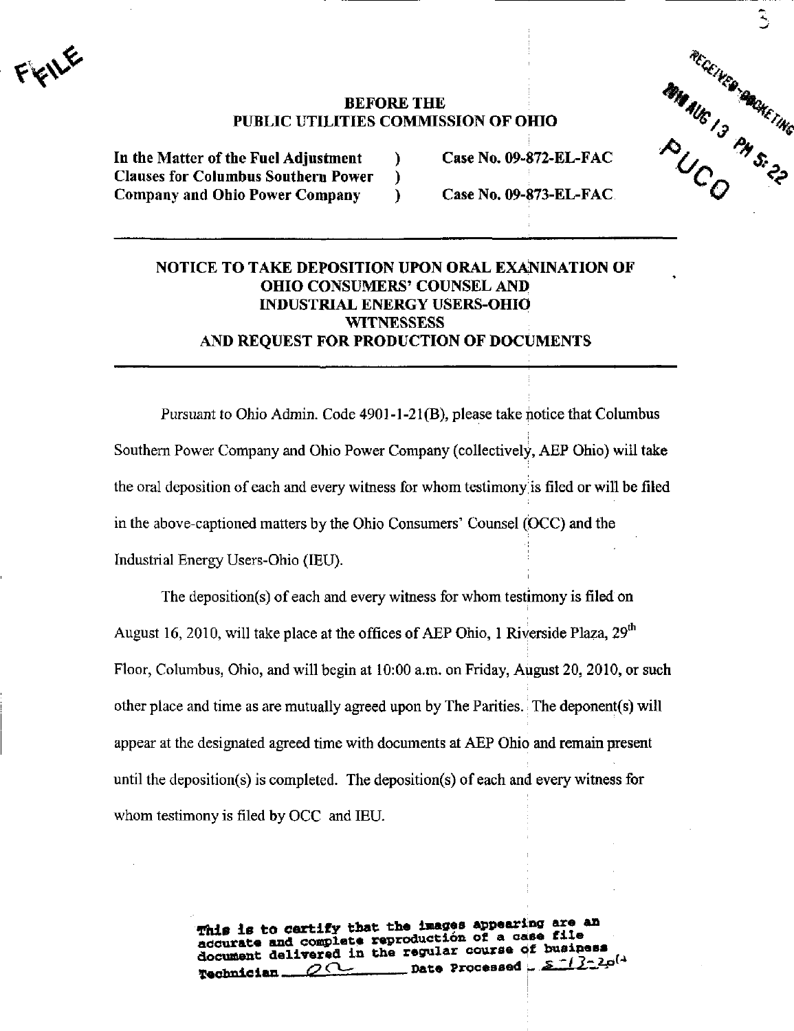FILE

**BEFORE THE**
**PUBLIC UTILITIES COMMISSION OF OHIO**

RECEIVED-DOCKETING 2010 AUG 13 PM 5:22 PUCO

| | | |
|---|---|---|
| **In the Matter of the Fuel Adjustment Clauses for Columbus Southern Power Company and Ohio Power Company** | ) ) ) | **Case No. 09-872-EL-FAC** **Case No. 09-873-EL-FAC** |

---

## NOTICE TO TAKE DEPOSITION UPON ORAL EXANINATION OF OHIO CONSUMERS' COUNSEL AND INDUSTRIAL ENERGY USERS-OHIO WITNESSESS AND REQUEST FOR PRODUCTION OF DOCUMENTS

---

Pursuant to Ohio Admin. Code 4901-1-21(B), please take notice that Columbus Southern Power Company and Ohio Power Company (collectively, AEP Ohio) will take the oral deposition of each and every witness for whom testimony is filed or will be filed in the above-captioned matters by the Ohio Consumers' Counsel (OCC) and the Industrial Energy Users-Ohio (IEU).

The deposition(s) of each and every witness for whom testimony is filed on August 16, 2010, will take place at the offices of AEP Ohio, 1 Riverside Plaza, 29th Floor, Columbus, Ohio, and will begin at 10:00 a.m. on Friday, August 20, 2010, or such other place and time as are mutually agreed upon by The Parities. The deponent(s) will appear at the designated agreed time with documents at AEP Ohio and remain present until the deposition(s) is completed. The deposition(s) of each and every witness for whom testimony is filed by OCC and IEU.

This is to certify that the images appearing are an accurate and complete reproduction of a case file document delivered in the regular course of business Technician ___ Date Processed 8-13-2010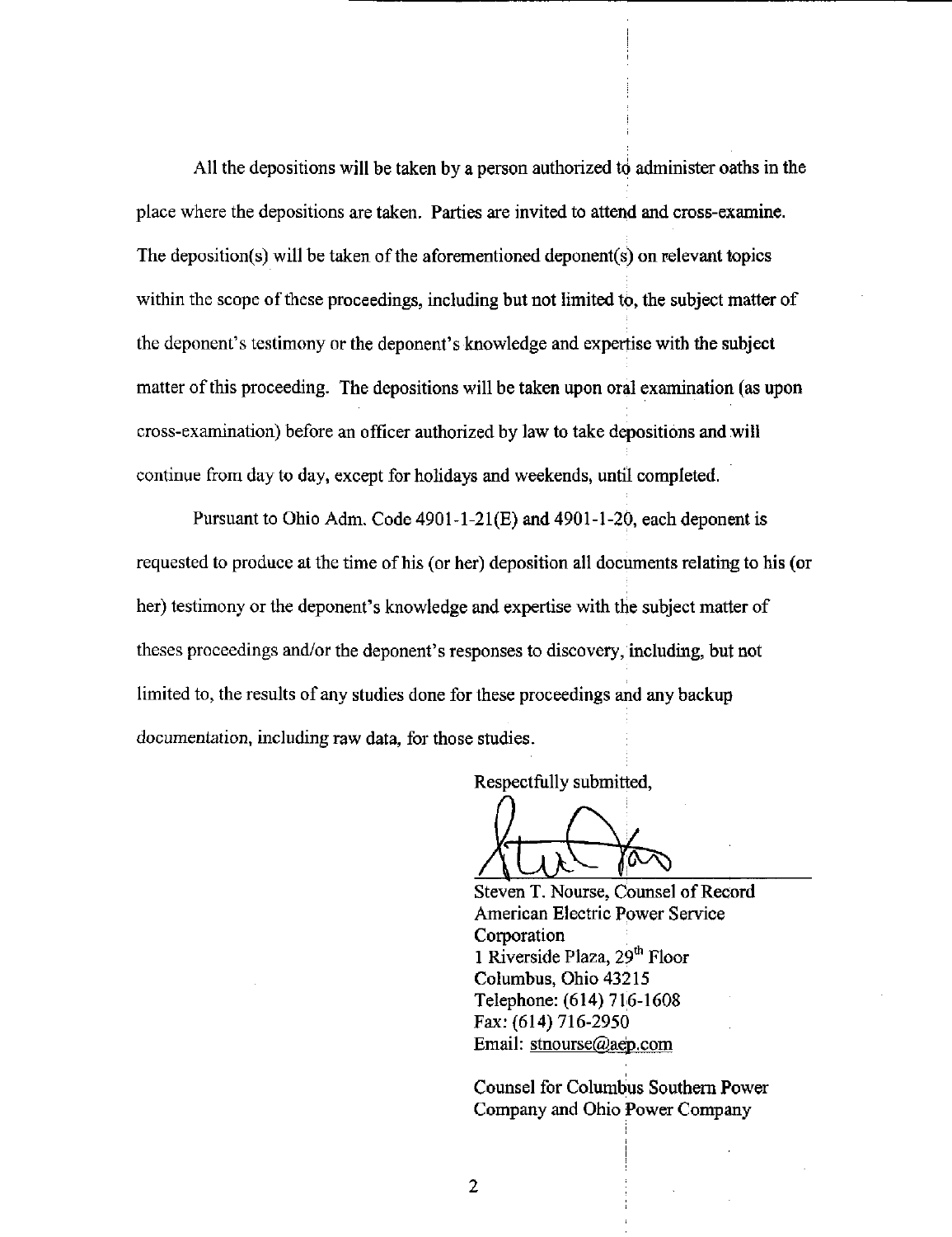All the depositions will be taken by a person authorized to administer oaths in the place where the depositions are taken. Parties are invited to attend and cross-examine. The deposition(s) will be taken of the aforementioned deponent(s) on relevant topics within the scope of these proceedings, including but not limited to, the subject matter of the deponent's testimony or the deponent's knowledge and expertise with the subject matter of this proceeding. The depositions will be taken upon oral examination (as upon cross-examination) before an officer authorized by law to take depositions and will continue from day to day, except for holidays and weekends, until completed.

Pursuant to Ohio Adm. Code 4901-1-21(E) and 4901-1-20, each deponent is requested to produce at the time of his (or her) deposition all documents relating to his (or her) testimony or the deponent's knowledge and expertise with the subject matter of theses proceedings and/or the deponent's responses to discovery, including, but not limited to, the results of any studies done for these proceedings and any backup documentation, including raw data, for those studies.

Respectfully submitted,

Steven T. Nourse, Counsel of Record
American Electric Power Service Corporation
1 Riverside Plaza, 29th Floor
Columbus, Ohio 43215
Telephone: (614) 716-1608
Fax: (614) 716-2950
Email: stnourse@aep.com

Counsel for Columbus Southern Power Company and Ohio Power Company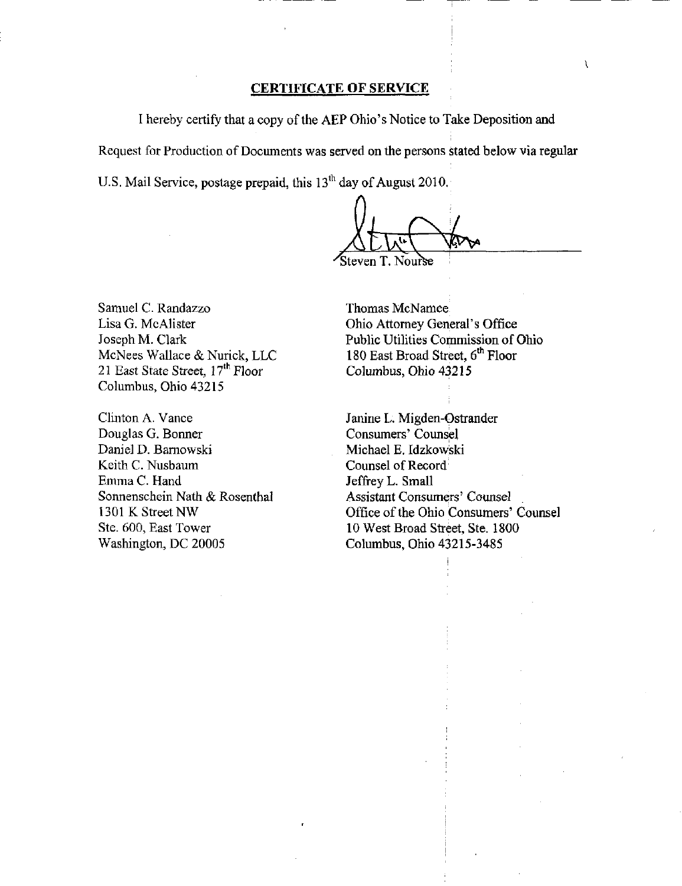## CERTIFICATE OF SERVICE

I hereby certify that a copy of the AEP Ohio's Notice to Take Deposition and Request for Production of Documents was served on the persons stated below via regular U.S. Mail Service, postage prepaid, this 13th day of August 2010.

Steven T. Nourse

Samuel C. Randazzo
Lisa G. McAlister
Joseph M. Clark
McNees Wallace & Nurick, LLC
21 East State Street, 17th Floor
Columbus, Ohio 43215

Thomas McNamee
Ohio Attorney General's Office
Public Utilities Commission of Ohio
180 East Broad Street, 6th Floor
Columbus, Ohio 43215

Clinton A. Vance
Douglas G. Bonner
Daniel D. Barnowski
Keith C. Nusbaum
Emma C. Hand
Sonnenschein Nath & Rosenthal
1301 K Street NW
Ste. 600, East Tower
Washington, DC 20005

Janine L. Migden-Ostrander
Consumers' Counsel
Michael E. Idzkowski
Counsel of Record
Jeffrey L. Small
Assistant Consumers' Counsel
Office of the Ohio Consumers' Counsel
10 West Broad Street, Ste. 1800
Columbus, Ohio 43215-3485